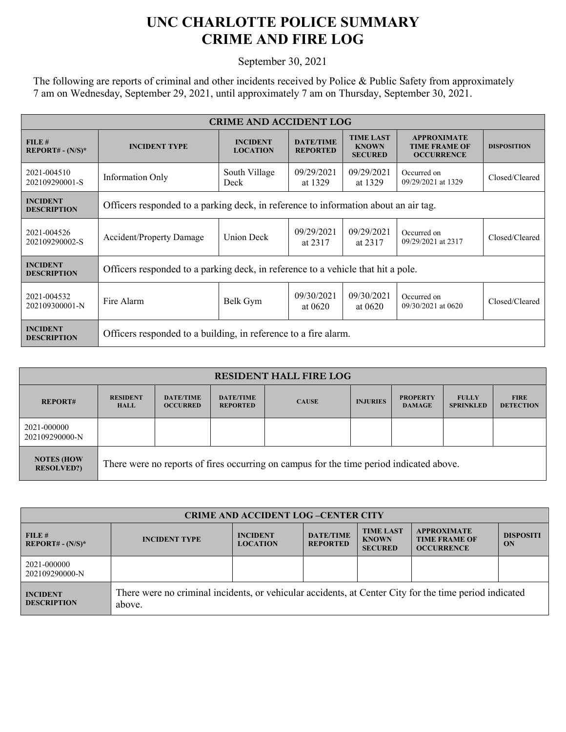# UNC CHARLOTTE POLICE SUMMARY
# CRIME AND FIRE LOG

September 30, 2021

The following are reports of criminal and other incidents received by Police & Public Safety from approximately 7 am on Wednesday, September 29, 2021, until approximately 7 am on Thursday, September 30, 2021.

| CRIME AND ACCIDENT LOG | | | | | | |
|---|---|---|---|---|---|---|
| **FILE # REPORT# - (N/S)*** | **INCIDENT TYPE** | **INCIDENT LOCATION** | **DATE/TIME REPORTED** | **TIME LAST KNOWN SECURED** | **APPROXIMATE TIME FRAME OF OCCURRENCE** | **DISPOSITION** |
| 2021-004510 202109290001-S | Information Only | South Village Deck | 09/29/2021 at 1329 | 09/29/2021 at 1329 | Occurred on 09/29/2021 at 1329 | Closed/Cleared |
| **INCIDENT DESCRIPTION** | Officers responded to a parking deck, in reference to information about an air tag. | | | | | |
| 2021-004526 202109290002-S | Accident/Property Damage | Union Deck | 09/29/2021 at 2317 | 09/29/2021 at 2317 | Occurred on 09/29/2021 at 2317 | Closed/Cleared |
| **INCIDENT DESCRIPTION** | Officers responded to a parking deck, in reference to a vehicle that hit a pole. | | | | | |
| 2021-004532 202109300001-N | Fire Alarm | Belk Gym | 09/30/2021 at 0620 | 09/30/2021 at 0620 | Occurred on 09/30/2021 at 0620 | Closed/Cleared |
| **INCIDENT DESCRIPTION** | Officers responded to a building, in reference to a fire alarm. | | | | | |

| RESIDENT HALL FIRE LOG | | | | | | | | |
|---|---|---|---|---|---|---|---|---|
| **REPORT#** | **RESIDENT HALL** | **DATE/TIME OCCURRED** | **DATE/TIME REPORTED** | **CAUSE** | **INJURIES** | **PROPERTY DAMAGE** | **FULLY SPRINKLED** | **FIRE DETECTION** |
| 2021-000000 202109290000-N | | | | | | | | |
| **NOTES (HOW RESOLVED?)** | There were no reports of fires occurring on campus for the time period indicated above. | | | | | | | |

| CRIME AND ACCIDENT LOG –CENTER CITY | | | | | | |
|---|---|---|---|---|---|---|
| **FILE # REPORT# - (N/S)*** | **INCIDENT TYPE** | **INCIDENT LOCATION** | **DATE/TIME REPORTED** | **TIME LAST KNOWN SECURED** | **APPROXIMATE TIME FRAME OF OCCURRENCE** | **DISPOSITION** |
| 2021-000000 202109290000-N | | | | | | |
| **INCIDENT DESCRIPTION** | There were no criminal incidents, or vehicular accidents, at Center City for the time period indicated above. | | | | | |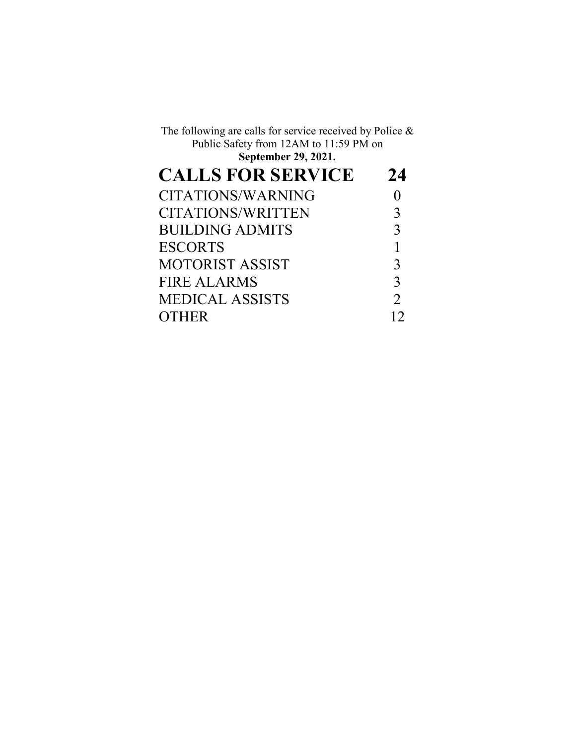The following are calls for service received by Police & Public Safety from 12AM to 11:59 PM on **September 29, 2021.**

| **CALLS FOR SERVICE** | **24** |
| --- | --- |
| CITATIONS/WARNING | 0 |
| CITATIONS/WRITTEN | 3 |
| BUILDING ADMITS | 3 |
| ESCORTS | 1 |
| MOTORIST ASSIST | 3 |
| FIRE ALARMS | 3 |
| MEDICAL ASSISTS | 2 |
| OTHER | 12 |